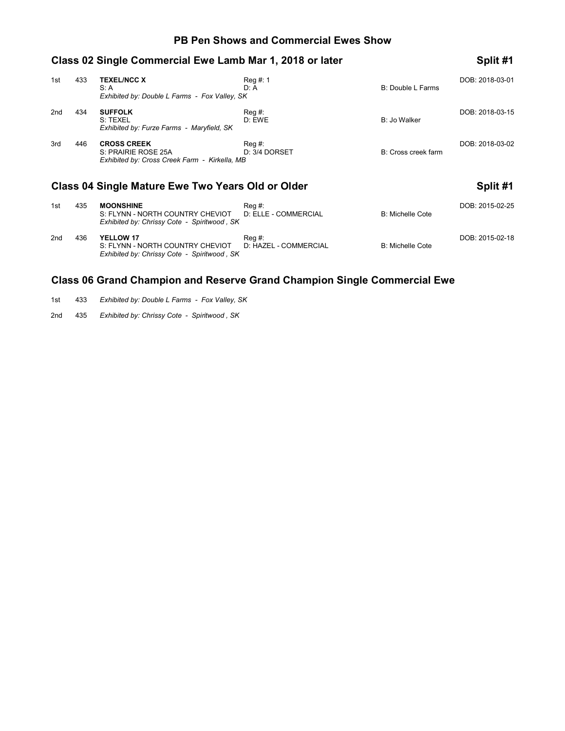# PB Pen Shows and Commercial Ewes Show

## Class 02 Single Commercial Ewe Lamb Mar 1, 2018 or later — Split #1

| Place | No. | Name / Sire / Exhibitor | Reg # / Dam | Breeder | DOB |
|---|---|---|---|---|---|
| 1st | 433 | **TEXEL/NCC X**<br>S: A<br>*Exhibited by: Double L Farms - Fox Valley, SK* | Reg #: 1<br>D: A | B: Double L Farms | DOB: 2018-03-01 |
| 2nd | 434 | **SUFFOLK**<br>S: TEXEL<br>*Exhibited by: Furze Farms - Maryfield, SK* | Reg #:<br>D: EWE | B: Jo Walker | DOB: 2018-03-15 |
| 3rd | 446 | **CROSS CREEK**<br>S: PRAIRIE ROSE 25A<br>*Exhibited by: Cross Creek Farm - Kirkella, MB* | Reg #:<br>D: 3/4 DORSET | B: Cross creek farm | DOB: 2018-03-02 |

## Class 04 Single Mature Ewe Two Years Old or Older — Split #1

| Place | No. | Name / Sire / Exhibitor | Reg # / Dam | Breeder | DOB |
|---|---|---|---|---|---|
| 1st | 435 | **MOONSHINE**<br>S: FLYNN - NORTH COUNTRY CHEVIOT<br>*Exhibited by: Chrissy Cote - Spiritwood , SK* | Reg #:<br>D: ELLE - COMMERCIAL | B: Michelle Cote | DOB: 2015-02-25 |
| 2nd | 436 | **YELLOW 17**<br>S: FLYNN - NORTH COUNTRY CHEVIOT<br>*Exhibited by: Chrissy Cote - Spiritwood , SK* | Reg #:<br>D: HAZEL - COMMERCIAL | B: Michelle Cote | DOB: 2015-02-18 |

## Class 06 Grand Champion and Reserve Grand Champion Single Commercial Ewe

| Place | No. | Exhibitor |
|---|---|---|
| 1st | 433 | *Exhibited by: Double L Farms - Fox Valley, SK* |
| 2nd | 435 | *Exhibited by: Chrissy Cote - Spiritwood , SK* |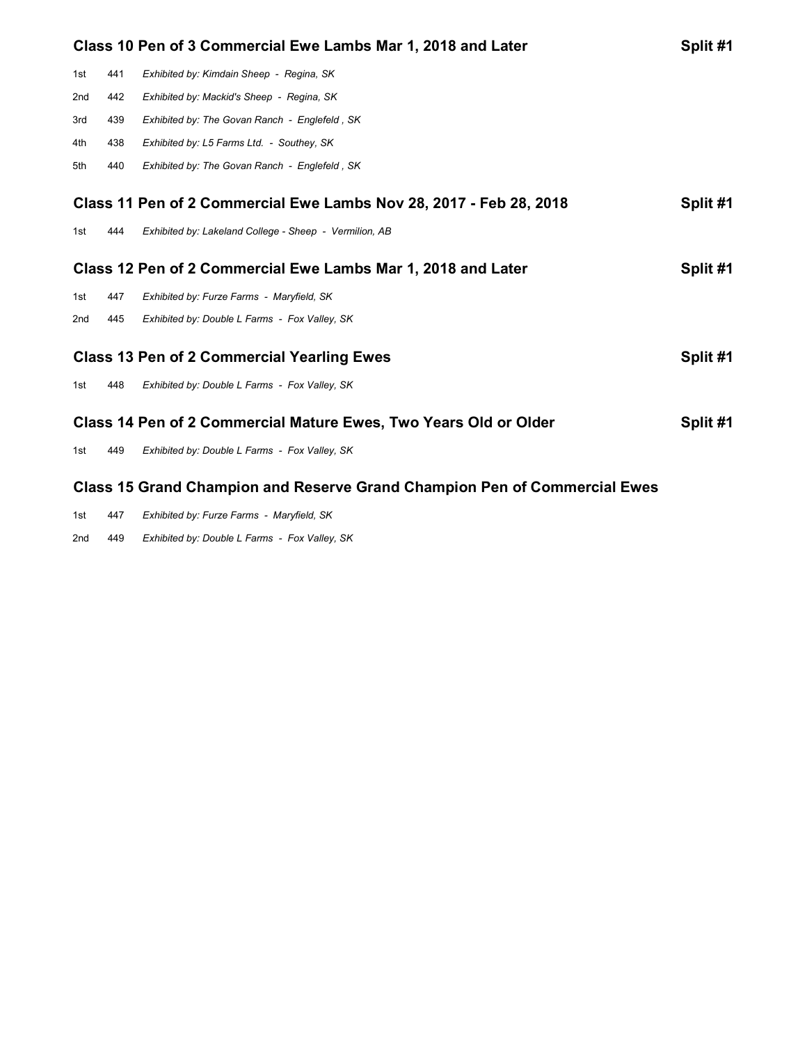### Class 10 Pen of 3 Commercial Ewe Lambs Mar 1, 2018 and Later — Split #1

| Place | No. | Exhibitor |
|---|---|---|
| 1st | 441 | *Exhibited by: Kimdain Sheep - Regina, SK* |
| 2nd | 442 | *Exhibited by: Mackid's Sheep - Regina, SK* |
| 3rd | 439 | *Exhibited by: The Govan Ranch - Englefeld , SK* |
| 4th | 438 | *Exhibited by: L5 Farms Ltd. - Southey, SK* |
| 5th | 440 | *Exhibited by: The Govan Ranch - Englefeld , SK* |

### Class 11 Pen of 2 Commercial Ewe Lambs Nov 28, 2017 - Feb 28, 2018 — Split #1

| Place | No. | Exhibitor |
|---|---|---|
| 1st | 444 | *Exhibited by: Lakeland College - Sheep - Vermilion, AB* |

### Class 12 Pen of 2 Commercial Ewe Lambs Mar 1, 2018 and Later — Split #1

| Place | No. | Exhibitor |
|---|---|---|
| 1st | 447 | *Exhibited by: Furze Farms - Maryfield, SK* |
| 2nd | 445 | *Exhibited by: Double L Farms - Fox Valley, SK* |

### Class 13 Pen of 2 Commercial Yearling Ewes — Split #1

| Place | No. | Exhibitor |
|---|---|---|
| 1st | 448 | *Exhibited by: Double L Farms - Fox Valley, SK* |

### Class 14 Pen of 2 Commercial Mature Ewes, Two Years Old or Older — Split #1

| Place | No. | Exhibitor |
|---|---|---|
| 1st | 449 | *Exhibited by: Double L Farms - Fox Valley, SK* |

### Class 15 Grand Champion and Reserve Grand Champion Pen of Commercial Ewes

| Place | No. | Exhibitor |
|---|---|---|
| 1st | 447 | *Exhibited by: Furze Farms - Maryfield, SK* |
| 2nd | 449 | *Exhibited by: Double L Farms - Fox Valley, SK* |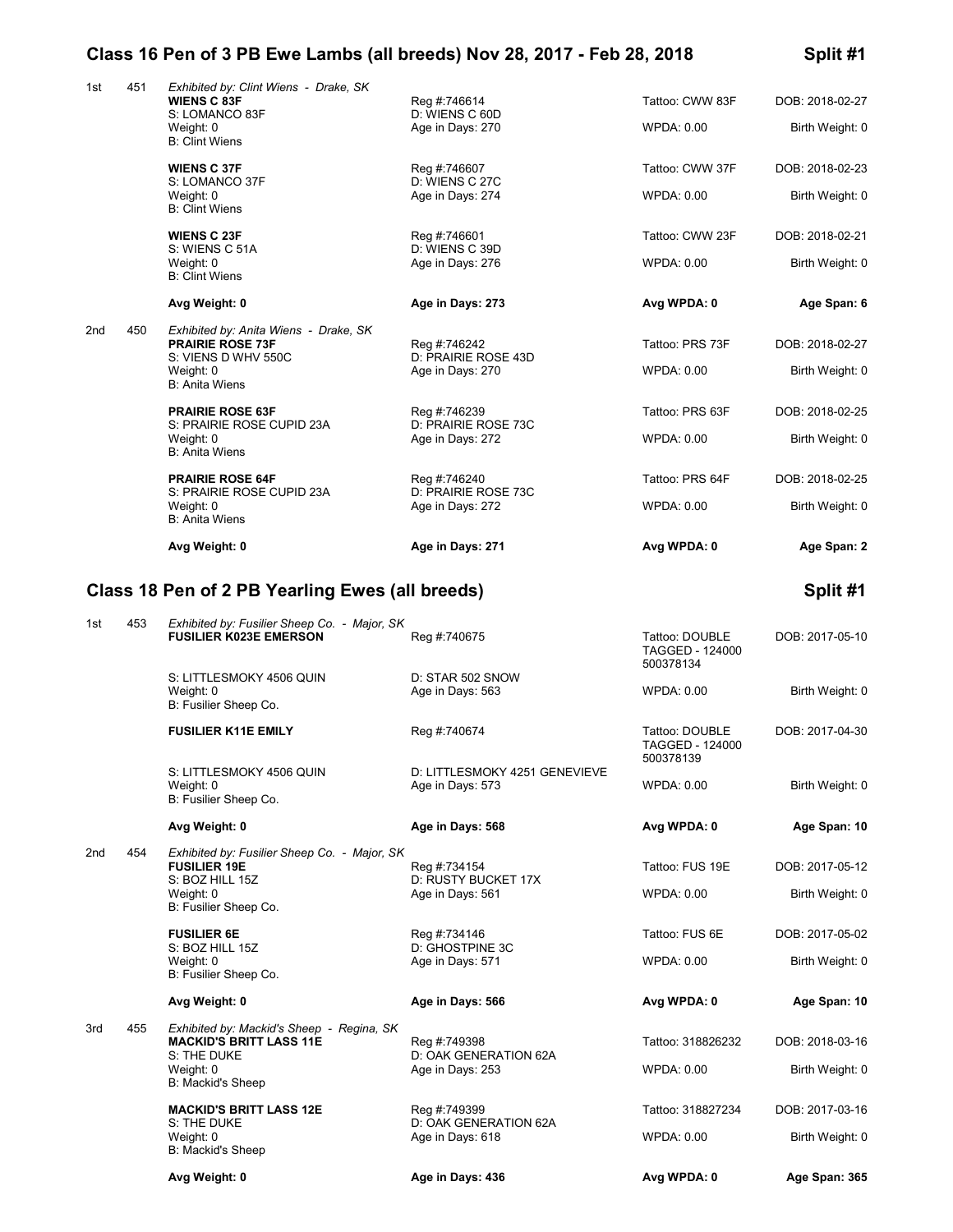## Class 16 Pen of 3 PB Ewe Lambs (all breeds) Nov 28, 2017 - Feb 28, 2018 — Split #1

| Place | No. | Animal | Reg / Dam / Age | Tattoo / WPDA | DOB / Birth Weight |
|---|---|---|---|---|---|
| 1st | 451 | *Exhibited by: Clint Wiens - Drake, SK* | | | |
| | | **WIENS C 83F** | Reg #:746614 | Tattoo: CWW 83F | DOB: 2018-02-27 |
| | | S: LOMANCO 83F | D: WIENS C 60D | | |
| | | Weight: 0 | Age in Days: 270 | WPDA: 0.00 | Birth Weight: 0 |
| | | B: Clint Wiens | | | |
| | | **WIENS C 37F** | Reg #:746607 | Tattoo: CWW 37F | DOB: 2018-02-23 |
| | | S: LOMANCO 37F | D: WIENS C 27C | | |
| | | Weight: 0 | Age in Days: 274 | WPDA: 0.00 | Birth Weight: 0 |
| | | B: Clint Wiens | | | |
| | | **WIENS C 23F** | Reg #:746601 | Tattoo: CWW 23F | DOB: 2018-02-21 |
| | | S: WIENS C 51A | D: WIENS C 39D | | |
| | | Weight: 0 | Age in Days: 276 | WPDA: 0.00 | Birth Weight: 0 |
| | | B: Clint Wiens | | | |
| | | **Avg Weight: 0** | **Age in Days: 273** | **Avg WPDA: 0** | **Age Span: 6** |
| 2nd | 450 | *Exhibited by: Anita Wiens - Drake, SK* | | | |
| | | **PRAIRIE ROSE 73F** | Reg #:746242 | Tattoo: PRS 73F | DOB: 2018-02-27 |
| | | S: VIENS D WHV 550C | D: PRAIRIE ROSE 43D | | |
| | | Weight: 0 | Age in Days: 270 | WPDA: 0.00 | Birth Weight: 0 |
| | | B: Anita Wiens | | | |
| | | **PRAIRIE ROSE 63F** | Reg #:746239 | Tattoo: PRS 63F | DOB: 2018-02-25 |
| | | S: PRAIRIE ROSE CUPID 23A | D: PRAIRIE ROSE 73C | | |
| | | Weight: 0 | Age in Days: 272 | WPDA: 0.00 | Birth Weight: 0 |
| | | B: Anita Wiens | | | |
| | | **PRAIRIE ROSE 64F** | Reg #:746240 | Tattoo: PRS 64F | DOB: 2018-02-25 |
| | | S: PRAIRIE ROSE CUPID 23A | D: PRAIRIE ROSE 73C | | |
| | | Weight: 0 | Age in Days: 272 | WPDA: 0.00 | Birth Weight: 0 |
| | | B: Anita Wiens | | | |
| | | **Avg Weight: 0** | **Age in Days: 271** | **Avg WPDA: 0** | **Age Span: 2** |

## Class 18 Pen of 2 PB Yearling Ewes (all breeds) — Split #1

| Place | No. | Animal | Reg / Dam / Age | Tattoo / WPDA | DOB / Birth Weight |
|---|---|---|---|---|---|
| 1st | 453 | *Exhibited by: Fusilier Sheep Co. - Major, SK* | | | |
| | | **FUSILIER K023E EMERSON** | Reg #:740675 | Tattoo: DOUBLE TAGGED - 124000 500378134 | DOB: 2017-05-10 |
| | | S: LITTLESMOKY 4506 QUIN | D: STAR 502 SNOW | | |
| | | Weight: 0 | Age in Days: 563 | WPDA: 0.00 | Birth Weight: 0 |
| | | B: Fusilier Sheep Co. | | | |
| | | **FUSILIER K11E EMILY** | Reg #:740674 | Tattoo: DOUBLE TAGGED - 124000 500378139 | DOB: 2017-04-30 |
| | | S: LITTLESMOKY 4506 QUIN | D: LITTLESMOKY 4251 GENEVIEVE | | |
| | | Weight: 0 | Age in Days: 573 | WPDA: 0.00 | Birth Weight: 0 |
| | | B: Fusilier Sheep Co. | | | |
| | | **Avg Weight: 0** | **Age in Days: 568** | **Avg WPDA: 0** | **Age Span: 10** |
| 2nd | 454 | *Exhibited by: Fusilier Sheep Co. - Major, SK* | | | |
| | | **FUSILIER 19E** | Reg #:734154 | Tattoo: FUS 19E | DOB: 2017-05-12 |
| | | S: BOZ HILL 15Z | D: RUSTY BUCKET 17X | | |
| | | Weight: 0 | Age in Days: 561 | WPDA: 0.00 | Birth Weight: 0 |
| | | B: Fusilier Sheep Co. | | | |
| | | **FUSILIER 6E** | Reg #:734146 | Tattoo: FUS 6E | DOB: 2017-05-02 |
| | | S: BOZ HILL 15Z | D: GHOSTPINE 3C | | |
| | | Weight: 0 | Age in Days: 571 | WPDA: 0.00 | Birth Weight: 0 |
| | | B: Fusilier Sheep Co. | | | |
| | | **Avg Weight: 0** | **Age in Days: 566** | **Avg WPDA: 0** | **Age Span: 10** |
| 3rd | 455 | *Exhibited by: Mackid's Sheep - Regina, SK* | | | |
| | | **MACKID'S BRITT LASS 11E** | Reg #:749398 | Tattoo: 318826232 | DOB: 2018-03-16 |
| | | S: THE DUKE | D: OAK GENERATION 62A | | |
| | | Weight: 0 | Age in Days: 253 | WPDA: 0.00 | Birth Weight: 0 |
| | | B: Mackid's Sheep | | | |
| | | **MACKID'S BRITT LASS 12E** | Reg #:749399 | Tattoo: 318827234 | DOB: 2017-03-16 |
| | | S: THE DUKE | D: OAK GENERATION 62A | | |
| | | Weight: 0 | Age in Days: 618 | WPDA: 0.00 | Birth Weight: 0 |
| | | B: Mackid's Sheep | | | |
| | | **Avg Weight: 0** | **Age in Days: 436** | **Avg WPDA: 0** | **Age Span: 365** |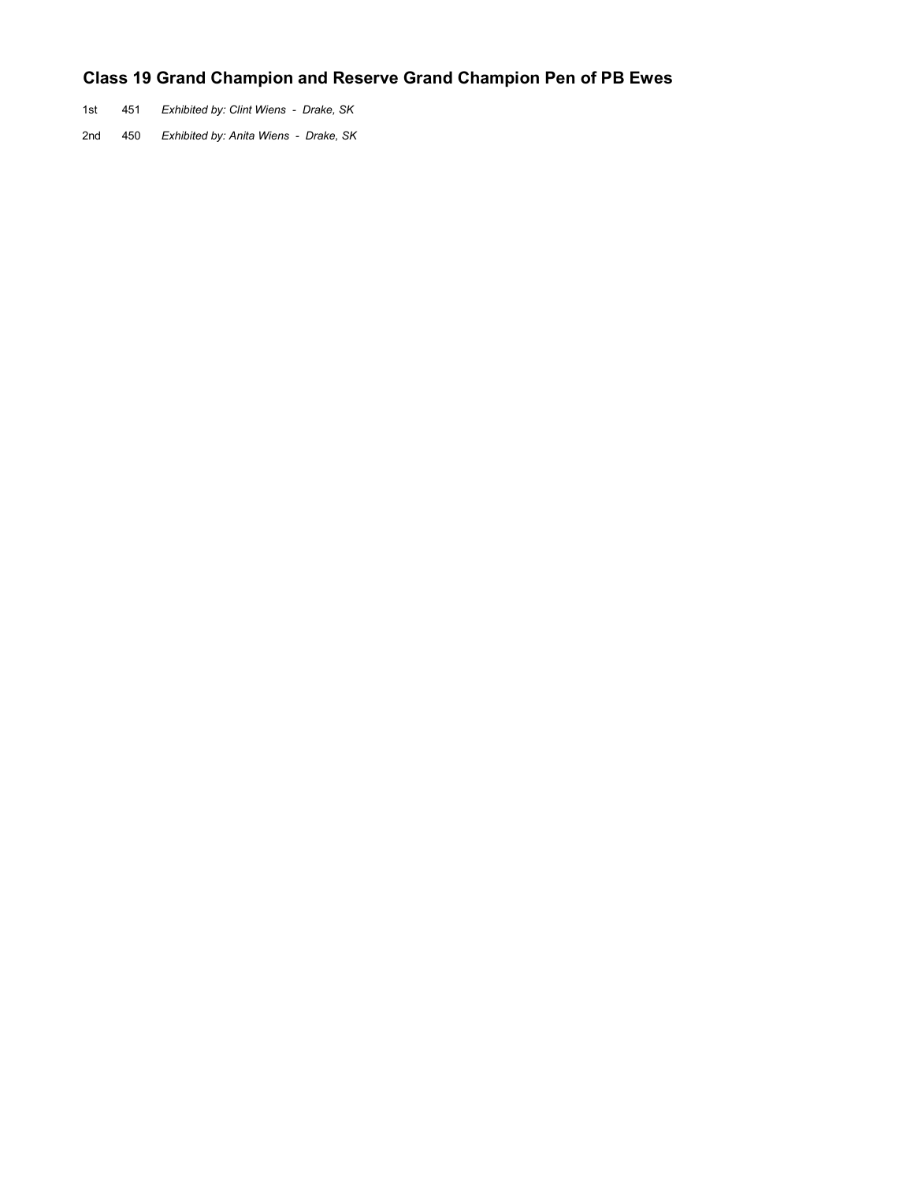### Class 19 Grand Champion and Reserve Grand Champion Pen of PB Ewes

| | | |
|---|---|---|
| 1st | 451 | *Exhibited by: Clint Wiens - Drake, SK* |
| 2nd | 450 | *Exhibited by: Anita Wiens - Drake, SK* |